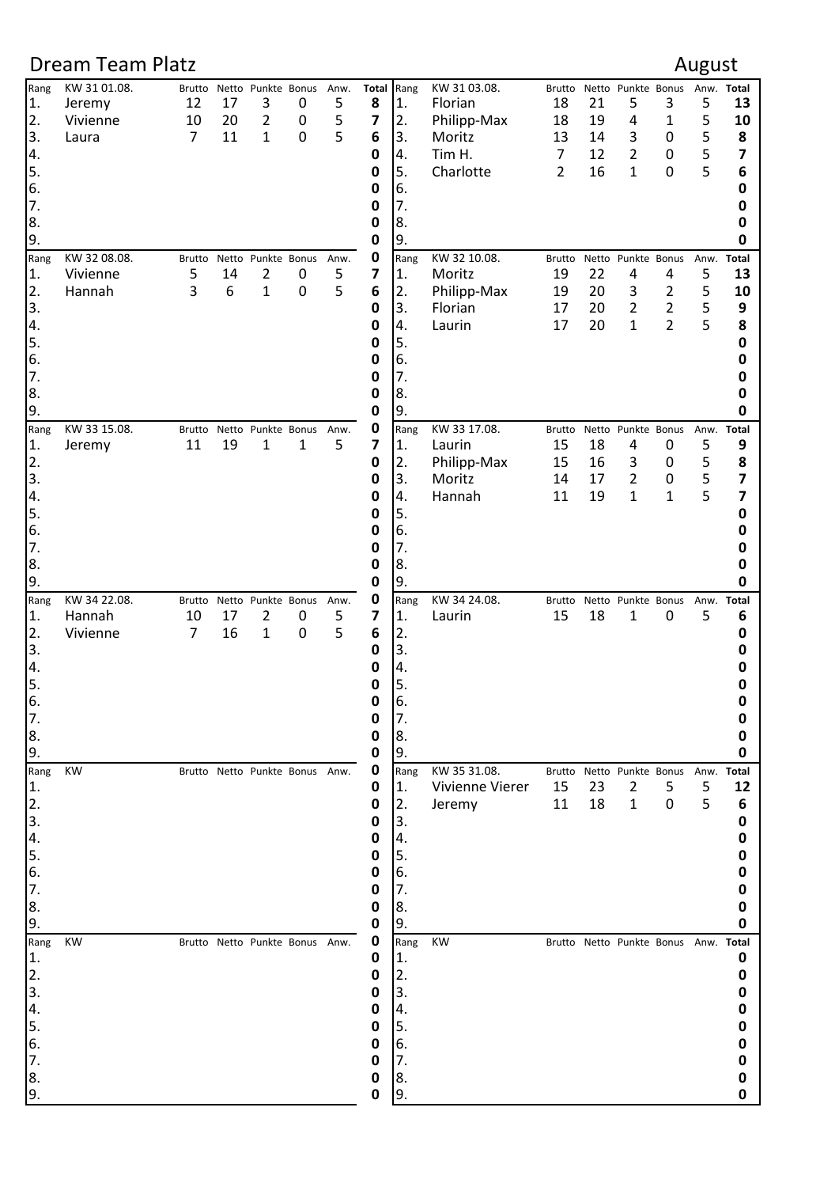# Dream Team Platz

August

| Rang | KW 31 01.08. | Brutto | Netto | Punkte | Bonus | Anw. | Total |
|---|---|---|---|---|---|---|---|
| 1. | Jeremy | 12 | 17 | 3 | 0 | 5 | **8** |
| 2. | Vivienne | 10 | 20 | 2 | 0 | 5 | **7** |
| 3. | Laura | 7 | 11 | 1 | 0 | 5 | **6** |
| 4. | | | | | | | **0** |
| 5. | | | | | | | **0** |
| 6. | | | | | | | **0** |
| 7. | | | | | | | **0** |
| 8. | | | | | | | **0** |
| 9. | | | | | | | **0** |

| Rang | KW 31 03.08. | Brutto | Netto | Punkte | Bonus | Anw. | Total |
|---|---|---|---|---|---|---|---|
| 1. | Florian | 18 | 21 | 5 | 3 | 5 | **13** |
| 2. | Philipp-Max | 18 | 19 | 4 | 1 | 5 | **10** |
| 3. | Moritz | 13 | 14 | 3 | 0 | 5 | **8** |
| 4. | Tim H. | 7 | 12 | 2 | 0 | 5 | **7** |
| 5. | Charlotte | 2 | 16 | 1 | 0 | 5 | **6** |
| 6. | | | | | | | **0** |
| 7. | | | | | | | **0** |
| 8. | | | | | | | **0** |
| 9. | | | | | | | **0** |

| Rang | KW 32 08.08. | Brutto | Netto | Punkte | Bonus | Anw. | **0** |
|---|---|---|---|---|---|---|---|
| 1. | Vivienne | 5 | 14 | 2 | 0 | 5 | **7** |
| 2. | Hannah | 3 | 6 | 1 | 0 | 5 | **6** |
| 3. | | | | | | | **0** |
| 4. | | | | | | | **0** |
| 5. | | | | | | | **0** |
| 6. | | | | | | | **0** |
| 7. | | | | | | | **0** |
| 8. | | | | | | | **0** |
| 9. | | | | | | | **0** |

| Rang | KW 32 10.08. | Brutto | Netto | Punkte | Bonus | Anw. | Total |
|---|---|---|---|---|---|---|---|
| 1. | Moritz | 19 | 22 | 4 | 4 | 5 | **13** |
| 2. | Philipp-Max | 19 | 20 | 3 | 2 | 5 | **10** |
| 3. | Florian | 17 | 20 | 2 | 2 | 5 | **9** |
| 4. | Laurin | 17 | 20 | 1 | 2 | 5 | **8** |
| 5. | | | | | | | **0** |
| 6. | | | | | | | **0** |
| 7. | | | | | | | **0** |
| 8. | | | | | | | **0** |
| 9. | | | | | | | **0** |

| Rang | KW 33 15.08. | Brutto | Netto | Punkte | Bonus | Anw. | **0** |
|---|---|---|---|---|---|---|---|
| 1. | Jeremy | 11 | 19 | 1 | 1 | 5 | **7** |
| 2. | | | | | | | **0** |
| 3. | | | | | | | **0** |
| 4. | | | | | | | **0** |
| 5. | | | | | | | **0** |
| 6. | | | | | | | **0** |
| 7. | | | | | | | **0** |
| 8. | | | | | | | **0** |
| 9. | | | | | | | **0** |

| Rang | KW 33 17.08. | Brutto | Netto | Punkte | Bonus | Anw. | Total |
|---|---|---|---|---|---|---|---|
| 1. | Laurin | 15 | 18 | 4 | 0 | 5 | **9** |
| 2. | Philipp-Max | 15 | 16 | 3 | 0 | 5 | **8** |
| 3. | Moritz | 14 | 17 | 2 | 0 | 5 | **7** |
| 4. | Hannah | 11 | 19 | 1 | 1 | 5 | **7** |
| 5. | | | | | | | **0** |
| 6. | | | | | | | **0** |
| 7. | | | | | | | **0** |
| 8. | | | | | | | **0** |
| 9. | | | | | | | **0** |

| Rang | KW 34 22.08. | Brutto | Netto | Punkte | Bonus | Anw. | **0** |
|---|---|---|---|---|---|---|---|
| 1. | Hannah | 10 | 17 | 2 | 0 | 5 | **7** |
| 2. | Vivienne | 7 | 16 | 1 | 0 | 5 | **6** |
| 3. | | | | | | | **0** |
| 4. | | | | | | | **0** |
| 5. | | | | | | | **0** |
| 6. | | | | | | | **0** |
| 7. | | | | | | | **0** |
| 8. | | | | | | | **0** |
| 9. | | | | | | | **0** |

| Rang | KW 34 24.08. | Brutto | Netto | Punkte | Bonus | Anw. | Total |
|---|---|---|---|---|---|---|---|
| 1. | Laurin | 15 | 18 | 1 | 0 | 5 | **6** |
| 2. | | | | | | | **0** |
| 3. | | | | | | | **0** |
| 4. | | | | | | | **0** |
| 5. | | | | | | | **0** |
| 6. | | | | | | | **0** |
| 7. | | | | | | | **0** |
| 8. | | | | | | | **0** |
| 9. | | | | | | | **0** |

| Rang | KW | Brutto | Netto | Punkte | Bonus | Anw. | **0** |
|---|---|---|---|---|---|---|---|
| 1. | | | | | | | **0** |
| 2. | | | | | | | **0** |
| 3. | | | | | | | **0** |
| 4. | | | | | | | **0** |
| 5. | | | | | | | **0** |
| 6. | | | | | | | **0** |
| 7. | | | | | | | **0** |
| 8. | | | | | | | **0** |
| 9. | | | | | | | **0** |

| Rang | KW 35 31.08. | Brutto | Netto | Punkte | Bonus | Anw. | Total |
|---|---|---|---|---|---|---|---|
| 1. | Vivienne Vierer | 15 | 23 | 2 | 5 | 5 | **12** |
| 2. | Jeremy | 11 | 18 | 1 | 0 | 5 | **6** |
| 3. | | | | | | | **0** |
| 4. | | | | | | | **0** |
| 5. | | | | | | | **0** |
| 6. | | | | | | | **0** |
| 7. | | | | | | | **0** |
| 8. | | | | | | | **0** |
| 9. | | | | | | | **0** |

| Rang | KW | Brutto | Netto | Punkte | Bonus | Anw. | **0** |
|---|---|---|---|---|---|---|---|
| 1. | | | | | | | **0** |
| 2. | | | | | | | **0** |
| 3. | | | | | | | **0** |
| 4. | | | | | | | **0** |
| 5. | | | | | | | **0** |
| 6. | | | | | | | **0** |
| 7. | | | | | | | **0** |
| 8. | | | | | | | **0** |
| 9. | | | | | | | **0** |

| Rang | KW | Brutto | Netto | Punkte | Bonus | Anw. | Total |
|---|---|---|---|---|---|---|---|
| 1. | | | | | | | **0** |
| 2. | | | | | | | **0** |
| 3. | | | | | | | **0** |
| 4. | | | | | | | **0** |
| 5. | | | | | | | **0** |
| 6. | | | | | | | **0** |
| 7. | | | | | | | **0** |
| 8. | | | | | | | **0** |
| 9. | | | | | | | **0** |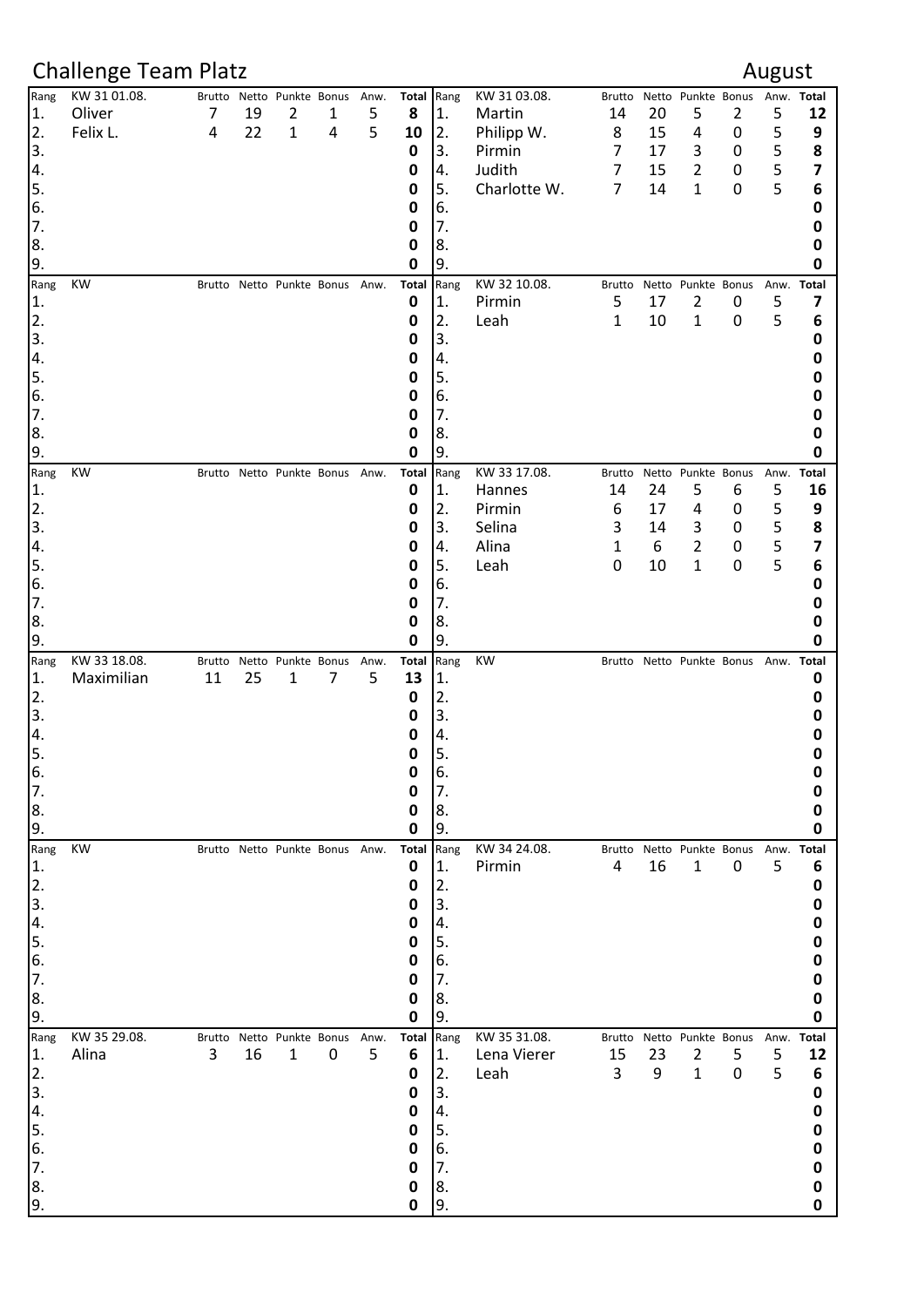# Challenge Team Platz

August

| Rang | KW 31 01.08. | Brutto | Netto | Punkte | Bonus | Anw. | Total | Rang | KW 31 03.08. | Brutto | Netto | Punkte | Bonus | Anw. | Total |
|---|---|---|---|---|---|---|---|---|---|---|---|---|---|---|---|
| 1. | Oliver | 7 | 19 | 2 | 1 | 5 | **8** | 1. | Martin | 14 | 20 | 5 | 2 | 5 | **12** |
| 2. | Felix L. | 4 | 22 | 1 | 4 | 5 | **10** | 2. | Philipp W. | 8 | 15 | 4 | 0 | 5 | **9** |
| 3. | | | | | | | **0** | 3. | Pirmin | 7 | 17 | 3 | 0 | 5 | **8** |
| 4. | | | | | | | **0** | 4. | Judith | 7 | 15 | 2 | 0 | 5 | **7** |
| 5. | | | | | | | **0** | 5. | Charlotte W. | 7 | 14 | 1 | 0 | 5 | **6** |
| 6. | | | | | | | **0** | 6. | | | | | | | **0** |
| 7. | | | | | | | **0** | 7. | | | | | | | **0** |
| 8. | | | | | | | **0** | 8. | | | | | | | **0** |
| 9. | | | | | | | **0** | 9. | | | | | | | **0** |

| Rang | KW | Brutto | Netto | Punkte | Bonus | Anw. | Total | Rang | KW 32 10.08. | Brutto | Netto | Punkte | Bonus | Anw. | Total |
|---|---|---|---|---|---|---|---|---|---|---|---|---|---|---|---|
| 1. | | | | | | | **0** | 1. | Pirmin | 5 | 17 | 2 | 0 | 5 | **7** |
| 2. | | | | | | | **0** | 2. | Leah | 1 | 10 | 1 | 0 | 5 | **6** |
| 3. | | | | | | | **0** | 3. | | | | | | | **0** |
| 4. | | | | | | | **0** | 4. | | | | | | | **0** |
| 5. | | | | | | | **0** | 5. | | | | | | | **0** |
| 6. | | | | | | | **0** | 6. | | | | | | | **0** |
| 7. | | | | | | | **0** | 7. | | | | | | | **0** |
| 8. | | | | | | | **0** | 8. | | | | | | | **0** |
| 9. | | | | | | | **0** | 9. | | | | | | | **0** |

| Rang | KW | Brutto | Netto | Punkte | Bonus | Anw. | Total | Rang | KW 33 17.08. | Brutto | Netto | Punkte | Bonus | Anw. | Total |
|---|---|---|---|---|---|---|---|---|---|---|---|---|---|---|---|
| 1. | | | | | | | **0** | 1. | Hannes | 14 | 24 | 5 | 6 | 5 | **16** |
| 2. | | | | | | | **0** | 2. | Pirmin | 6 | 17 | 4 | 0 | 5 | **9** |
| 3. | | | | | | | **0** | 3. | Selina | 3 | 14 | 3 | 0 | 5 | **8** |
| 4. | | | | | | | **0** | 4. | Alina | 1 | 6 | 2 | 0 | 5 | **7** |
| 5. | | | | | | | **0** | 5. | Leah | 0 | 10 | 1 | 0 | 5 | **6** |
| 6. | | | | | | | **0** | 6. | | | | | | | **0** |
| 7. | | | | | | | **0** | 7. | | | | | | | **0** |
| 8. | | | | | | | **0** | 8. | | | | | | | **0** |
| 9. | | | | | | | **0** | 9. | | | | | | | **0** |

| Rang | KW 33 18.08. | Brutto | Netto | Punkte | Bonus | Anw. | Total | Rang | KW | Brutto | Netto | Punkte | Bonus | Anw. | Total |
|---|---|---|---|---|---|---|---|---|---|---|---|---|---|---|---|
| 1. | Maximilian | 11 | 25 | 1 | 7 | 5 | **13** | 1. | | | | | | | **0** |
| 2. | | | | | | | **0** | 2. | | | | | | | **0** |
| 3. | | | | | | | **0** | 3. | | | | | | | **0** |
| 4. | | | | | | | **0** | 4. | | | | | | | **0** |
| 5. | | | | | | | **0** | 5. | | | | | | | **0** |
| 6. | | | | | | | **0** | 6. | | | | | | | **0** |
| 7. | | | | | | | **0** | 7. | | | | | | | **0** |
| 8. | | | | | | | **0** | 8. | | | | | | | **0** |
| 9. | | | | | | | **0** | 9. | | | | | | | **0** |

| Rang | KW | Brutto | Netto | Punkte | Bonus | Anw. | Total | Rang | KW 34 24.08. | Brutto | Netto | Punkte | Bonus | Anw. | Total |
|---|---|---|---|---|---|---|---|---|---|---|---|---|---|---|---|
| 1. | | | | | | | **0** | 1. | Pirmin | 4 | 16 | 1 | 0 | 5 | **6** |
| 2. | | | | | | | **0** | 2. | | | | | | | **0** |
| 3. | | | | | | | **0** | 3. | | | | | | | **0** |
| 4. | | | | | | | **0** | 4. | | | | | | | **0** |
| 5. | | | | | | | **0** | 5. | | | | | | | **0** |
| 6. | | | | | | | **0** | 6. | | | | | | | **0** |
| 7. | | | | | | | **0** | 7. | | | | | | | **0** |
| 8. | | | | | | | **0** | 8. | | | | | | | **0** |
| 9. | | | | | | | **0** | 9. | | | | | | | **0** |

| Rang | KW 35 29.08. | Brutto | Netto | Punkte | Bonus | Anw. | Total | Rang | KW 35 31.08. | Brutto | Netto | Punkte | Bonus | Anw. | Total |
|---|---|---|---|---|---|---|---|---|---|---|---|---|---|---|---|
| 1. | Alina | 3 | 16 | 1 | 0 | 5 | **6** | 1. | Lena Vierer | 15 | 23 | 2 | 5 | 5 | **12** |
| 2. | | | | | | | **0** | 2. | Leah | 3 | 9 | 1 | 0 | 5 | **6** |
| 3. | | | | | | | **0** | 3. | | | | | | | **0** |
| 4. | | | | | | | **0** | 4. | | | | | | | **0** |
| 5. | | | | | | | **0** | 5. | | | | | | | **0** |
| 6. | | | | | | | **0** | 6. | | | | | | | **0** |
| 7. | | | | | | | **0** | 7. | | | | | | | **0** |
| 8. | | | | | | | **0** | 8. | | | | | | | **0** |
| 9. | | | | | | | **0** | 9. | | | | | | | **0** |